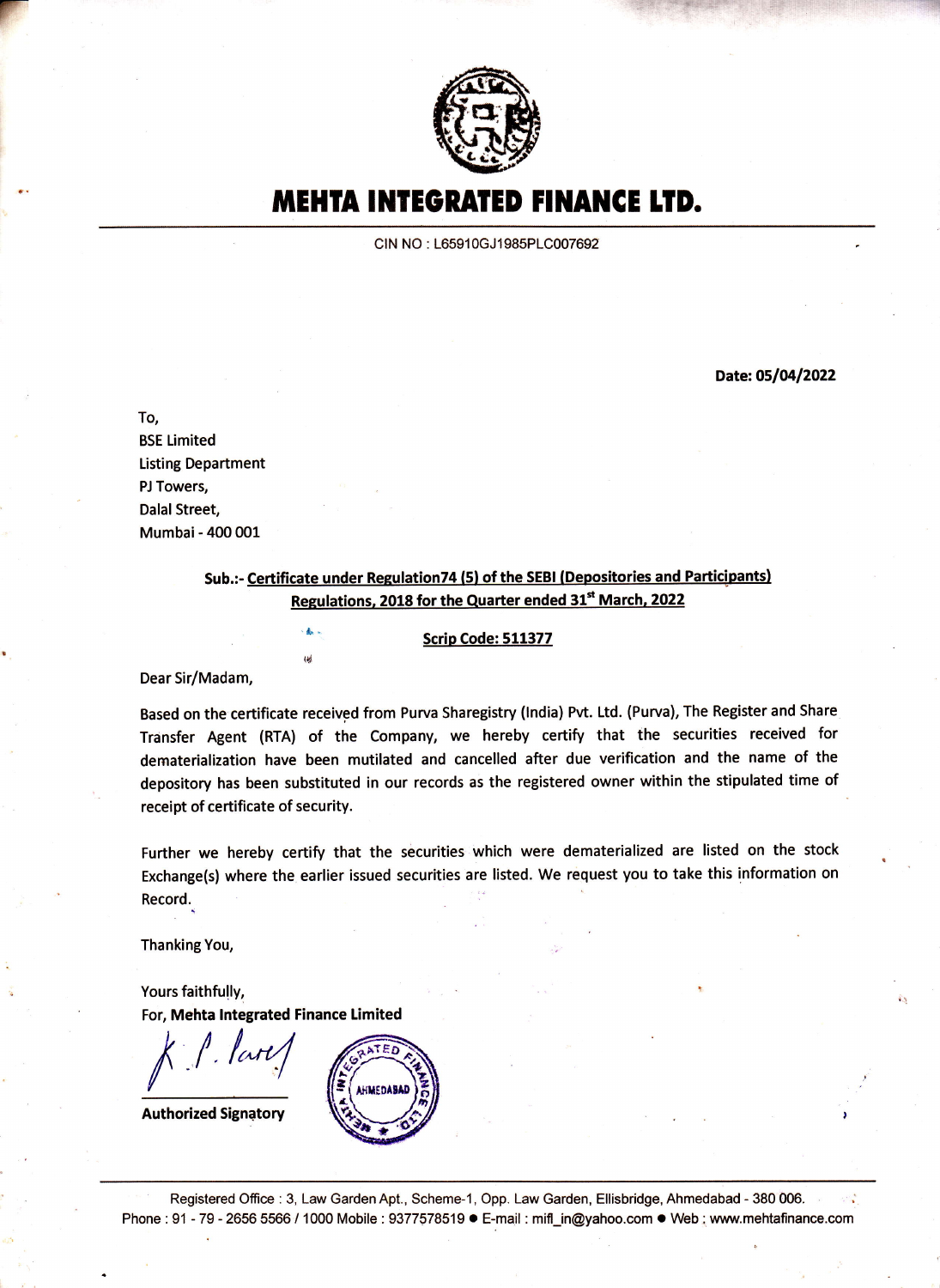# MEHTA INTEGRATED FINANCE LTD.

CIN NO : L65910GJ1985PLC007692

**Date: 05/04/2022**

To,
BSE Limited
Listing Department
PJ Towers,
Dalal Street,
Mumbai - 400 001

**Sub.:- Certificate under Regulation74 (5) of the SEBI (Depositories and Participants) Regulations, 2018 for the Quarter ended 31st March, 2022**

**Scrip Code: 511377**

Dear Sir/Madam,

Based on the certificate received from Purva Sharegistry (India) Pvt. Ltd. (Purva), The Register and Share Transfer Agent (RTA) of the Company, we hereby certify that the securities received for dematerialization have been mutilated and cancelled after due verification and the name of the depository has been substituted in our records as the registered owner within the stipulated time of receipt of certificate of security.

Further we hereby certify that the securities which were dematerialized are listed on the stock Exchange(s) where the earlier issued securities are listed. We request you to take this information on Record.

Thanking You,

Yours faithfully,
For, **Mehta Integrated Finance Limited**

**Authorized Signatory**

Registered Office : 3, Law Garden Apt., Scheme-1, Opp. Law Garden, Ellisbridge, Ahmedabad - 380 006.
Phone : 91 - 79 - 2656 5566 / 1000 Mobile : 9377578519 ● E-mail : mifl_in@yahoo.com ● Web : www.mehtafinance.com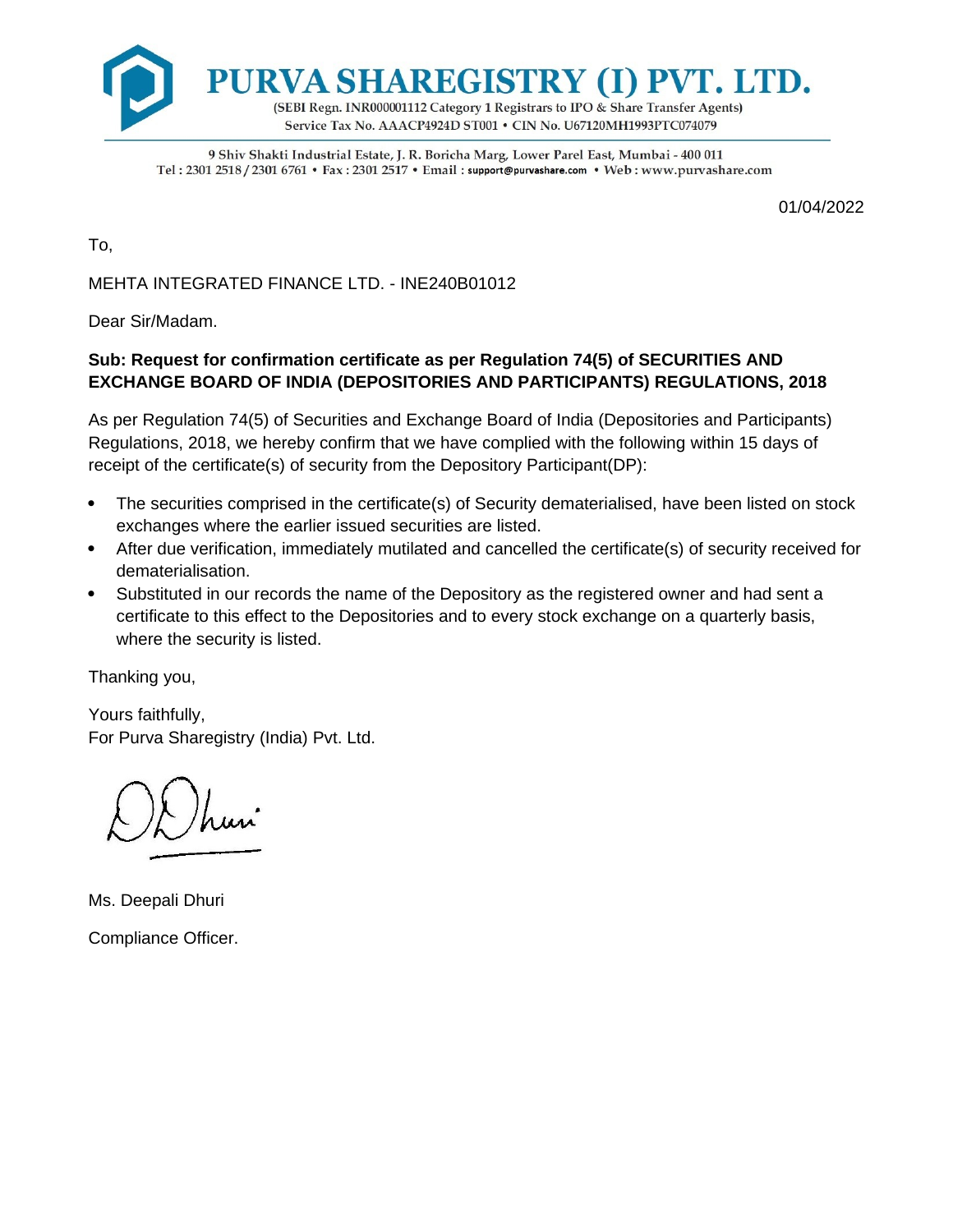# PURVA SHAREGISTRY (I) PVT. LTD.

(SEBI Regn. INR000001112 Category 1 Registrars to IPO & Share Transfer Agents)
Service Tax No. AAACP4924D ST001 • CIN No. U67120MH1993PTC074079

9 Shiv Shakti Industrial Estate, J. R. Boricha Marg, Lower Parel East, Mumbai - 400 011
Tel : 2301 2518 / 2301 6761 • Fax : 2301 2517 • Email : support@purvashare.com • Web : www.purvashare.com

01/04/2022

To,

MEHTA INTEGRATED FINANCE LTD. - INE240B01012

Dear Sir/Madam.

**Sub: Request for confirmation certificate as per Regulation 74(5) of SECURITIES AND EXCHANGE BOARD OF INDIA (DEPOSITORIES AND PARTICIPANTS) REGULATIONS, 2018**

As per Regulation 74(5) of Securities and Exchange Board of India (Depositories and Participants) Regulations, 2018, we hereby confirm that we have complied with the following within 15 days of receipt of the certificate(s) of security from the Depository Participant(DP):

- The securities comprised in the certificate(s) of Security dematerialised, have been listed on stock exchanges where the earlier issued securities are listed.
- After due verification, immediately mutilated and cancelled the certificate(s) of security received for dematerialisation.
- Substituted in our records the name of the Depository as the registered owner and had sent a certificate to this effect to the Depositories and to every stock exchange on a quarterly basis, where the security is listed.

Thanking you,

Yours faithfully,
For Purva Sharegistry (India) Pvt. Ltd.

Ms. Deepali Dhuri

Compliance Officer.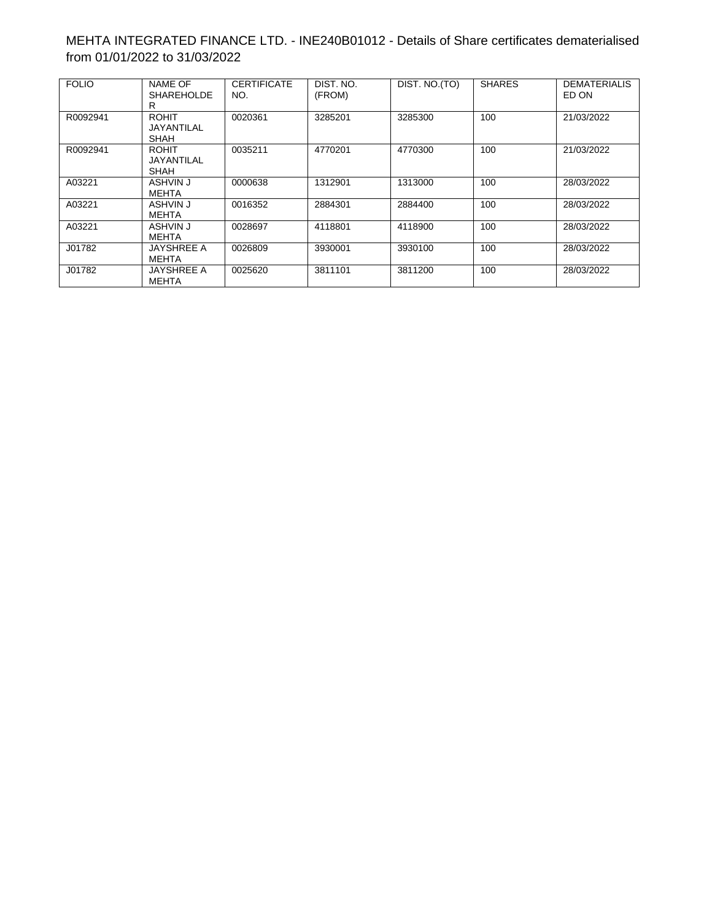MEHTA INTEGRATED FINANCE LTD. - INE240B01012 - Details of Share certificates dematerialised from 01/01/2022 to 31/03/2022

| FOLIO | NAME OF SHAREHOLDER | CERTIFICATE NO. | DIST. NO. (FROM) | DIST. NO.(TO) | SHARES | DEMATERIALISED ON |
|---|---|---|---|---|---|---|
| R0092941 | ROHIT JAYANTILAL SHAH | 0020361 | 3285201 | 3285300 | 100 | 21/03/2022 |
| R0092941 | ROHIT JAYANTILAL SHAH | 0035211 | 4770201 | 4770300 | 100 | 21/03/2022 |
| A03221 | ASHVIN J MEHTA | 0000638 | 1312901 | 1313000 | 100 | 28/03/2022 |
| A03221 | ASHVIN J MEHTA | 0016352 | 2884301 | 2884400 | 100 | 28/03/2022 |
| A03221 | ASHVIN J MEHTA | 0028697 | 4118801 | 4118900 | 100 | 28/03/2022 |
| J01782 | JAYSHREE A MEHTA | 0026809 | 3930001 | 3930100 | 100 | 28/03/2022 |
| J01782 | JAYSHREE A MEHTA | 0025620 | 3811101 | 3811200 | 100 | 28/03/2022 |